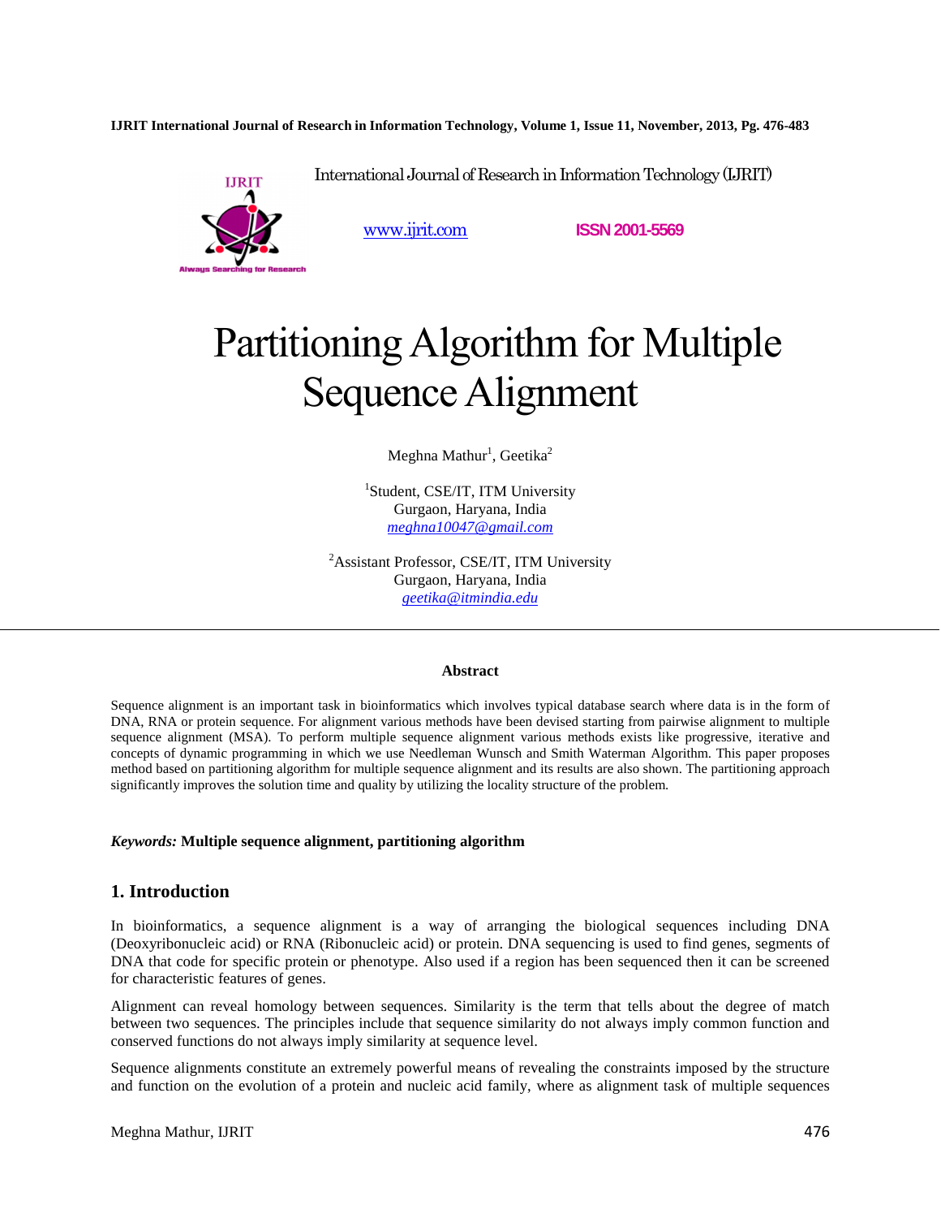International Journal of Research in Information Technology (IJRIT)

www.ijrit.com ISSN 2001-5569

# Partitioning Algorithm for Multiple Sequence Alignment

Meghna Mathur[1], Geetika[2]

[1]Student, CSE/IT, ITM University
Gurgaon, Haryana, India
*meghna10047@gmail.com*

[2]Assistant Professor, CSE/IT, ITM University
Gurgaon, Haryana, India
*geetika@itmindia.edu*

**Abstract**

Sequence alignment is an important task in bioinformatics which involves typical database search where data is in the form of DNA, RNA or protein sequence. For alignment various methods have been devised starting from pairwise alignment to multiple sequence alignment (MSA). To perform multiple sequence alignment various methods exists like progressive, iterative and concepts of dynamic programming in which we use Needleman Wunsch and Smith Waterman Algorithm. This paper proposes method based on partitioning algorithm for multiple sequence alignment and its results are also shown. The partitioning approach significantly improves the solution time and quality by utilizing the locality structure of the problem.

***Keywords:*** **Multiple sequence alignment, partitioning algorithm**

## 1. Introduction

In bioinformatics, a sequence alignment is a way of arranging the biological sequences including DNA (Deoxyribonucleic acid) or RNA (Ribonucleic acid) or protein. DNA sequencing is used to find genes, segments of DNA that code for specific protein or phenotype. Also used if a region has been sequenced then it can be screened for characteristic features of genes.

Alignment can reveal homology between sequences. Similarity is the term that tells about the degree of match between two sequences. The principles include that sequence similarity do not always imply common function and conserved functions do not always imply similarity at sequence level.

Sequence alignments constitute an extremely powerful means of revealing the constraints imposed by the structure and function on the evolution of a protein and nucleic acid family, where as alignment task of multiple sequences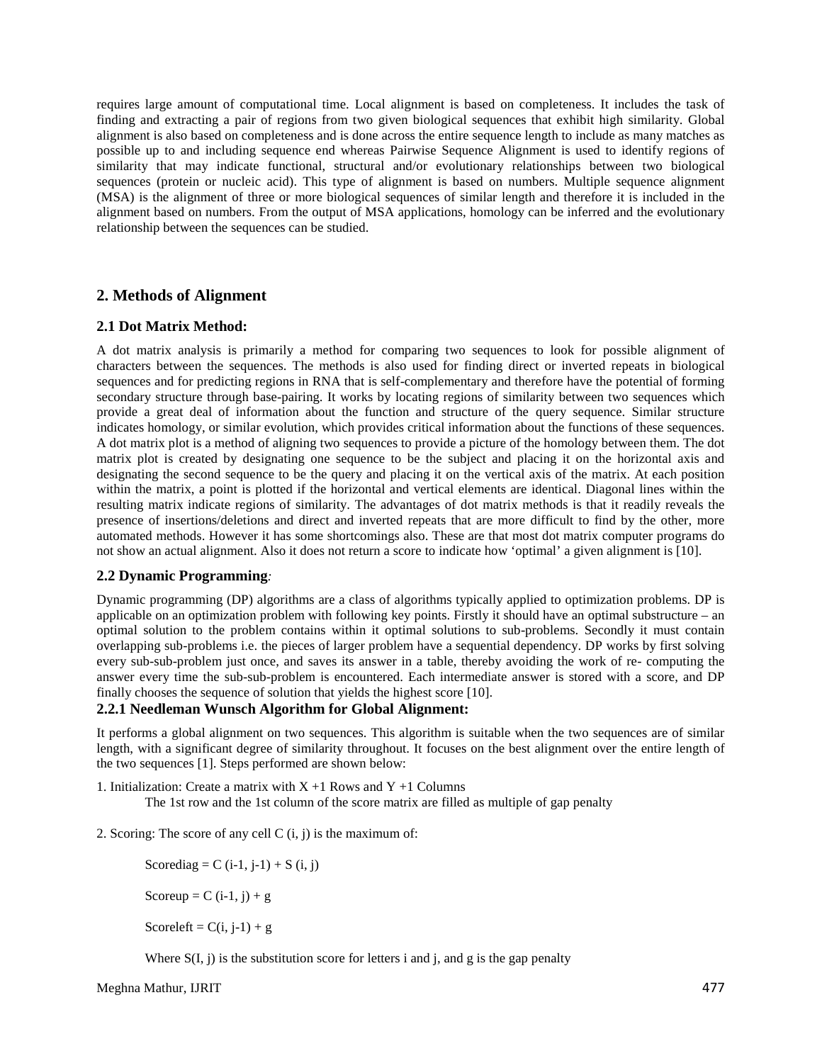requires large amount of computational time. Local alignment is based on completeness. It includes the task of finding and extracting a pair of regions from two given biological sequences that exhibit high similarity. Global alignment is also based on completeness and is done across the entire sequence length to include as many matches as possible up to and including sequence end whereas Pairwise Sequence Alignment is used to identify regions of similarity that may indicate functional, structural and/or evolutionary relationships between two biological sequences (protein or nucleic acid). This type of alignment is based on numbers. Multiple sequence alignment (MSA) is the alignment of three or more biological sequences of similar length and therefore it is included in the alignment based on numbers. From the output of MSA applications, homology can be inferred and the evolutionary relationship between the sequences can be studied.

## 2. Methods of Alignment

### 2.1 Dot Matrix Method:

A dot matrix analysis is primarily a method for comparing two sequences to look for possible alignment of characters between the sequences. The methods is also used for finding direct or inverted repeats in biological sequences and for predicting regions in RNA that is self-complementary and therefore have the potential of forming secondary structure through base-pairing. It works by locating regions of similarity between two sequences which provide a great deal of information about the function and structure of the query sequence. Similar structure indicates homology, or similar evolution, which provides critical information about the functions of these sequences. A dot matrix plot is a method of aligning two sequences to provide a picture of the homology between them. The dot matrix plot is created by designating one sequence to be the subject and placing it on the horizontal axis and designating the second sequence to be the query and placing it on the vertical axis of the matrix. At each position within the matrix, a point is plotted if the horizontal and vertical elements are identical. Diagonal lines within the resulting matrix indicate regions of similarity. The advantages of dot matrix methods is that it readily reveals the presence of insertions/deletions and direct and inverted repeats that are more difficult to find by the other, more automated methods. However it has some shortcomings also. These are that most dot matrix computer programs do not show an actual alignment. Also it does not return a score to indicate how 'optimal' a given alignment is [10].

### 2.2 Dynamic Programming*:*

Dynamic programming (DP) algorithms are a class of algorithms typically applied to optimization problems. DP is applicable on an optimization problem with following key points. Firstly it should have an optimal substructure – an optimal solution to the problem contains within it optimal solutions to sub-problems. Secondly it must contain overlapping sub-problems i.e. the pieces of larger problem have a sequential dependency. DP works by first solving every sub-sub-problem just once, and saves its answer in a table, thereby avoiding the work of re- computing the answer every time the sub-sub-problem is encountered. Each intermediate answer is stored with a score, and DP finally chooses the sequence of solution that yields the highest score [10].

#### 2.2.1 Needleman Wunsch Algorithm for Global Alignment:

It performs a global alignment on two sequences. This algorithm is suitable when the two sequences are of similar length, with a significant degree of similarity throughout. It focuses on the best alignment over the entire length of the two sequences [1]. Steps performed are shown below:

1. Initialization: Create a matrix with X +1 Rows and Y +1 Columns

   The 1st row and the 1st column of the score matrix are filled as multiple of gap penalty

2. Scoring: The score of any cell C (i, j) is the maximum of:

   $Score_{diag} = C(i-1, j-1) + S(i, j)$

   $Score_{up} = C(i-1, j) + g$

   $Score_{left} = C(i, j-1) + g$

   Where S(I, j) is the substitution score for letters i and j, and g is the gap penalty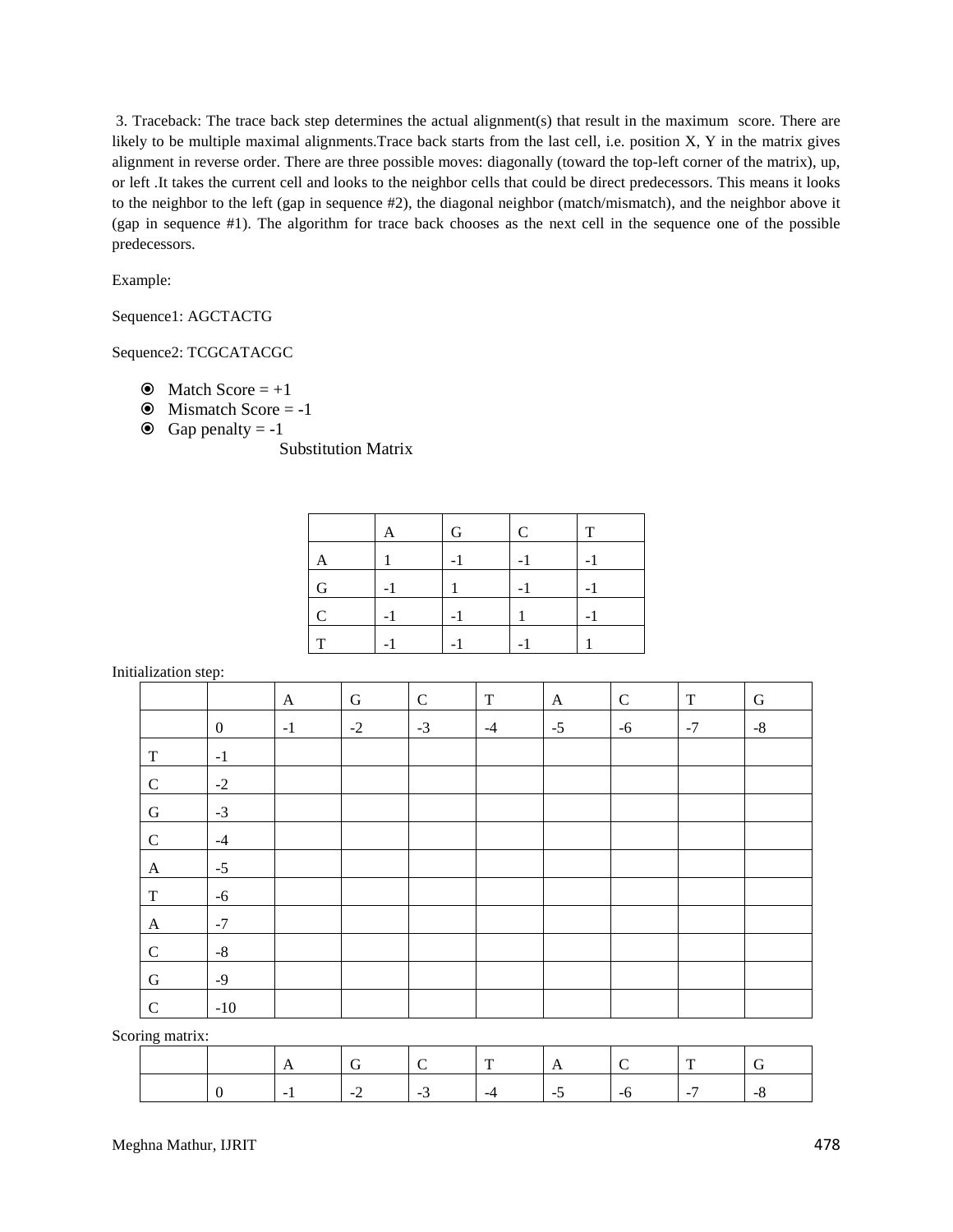3. Traceback: The trace back step determines the actual alignment(s) that result in the maximum score. There are likely to be multiple maximal alignments.Trace back starts from the last cell, i.e. position X, Y in the matrix gives alignment in reverse order. There are three possible moves: diagonally (toward the top-left corner of the matrix), up, or left .It takes the current cell and looks to the neighbor cells that could be direct predecessors. This means it looks to the neighbor to the left (gap in sequence #2), the diagonal neighbor (match/mismatch), and the neighbor above it (gap in sequence #1). The algorithm for trace back chooses as the next cell in the sequence one of the possible predecessors.

Example:

Sequence1: AGCTACTG

Sequence2: TCGCATACGC

- Match Score = +1
- Mismatch Score = -1
- Gap penalty = -1

Substitution Matrix

| | A | G | C | T |
|---|---|---|---|---|
| A | 1 | -1 | -1 | -1 |
| G | -1 | 1 | -1 | -1 |
| C | -1 | -1 | 1 | -1 |
| T | -1 | -1 | -1 | 1 |

Initialization step:

| | | A | G | C | T | A | C | T | G |
|---|---|---|---|---|---|---|---|---|---|
| | 0 | -1 | -2 | -3 | -4 | -5 | -6 | -7 | -8 |
| T | -1 | | | | | | | | |
| C | -2 | | | | | | | | |
| G | -3 | | | | | | | | |
| C | -4 | | | | | | | | |
| A | -5 | | | | | | | | |
| T | -6 | | | | | | | | |
| A | -7 | | | | | | | | |
| C | -8 | | | | | | | | |
| G | -9 | | | | | | | | |
| C | -10 | | | | | | | | |

Scoring matrix:

| | | A | G | C | T | A | C | T | G |
|---|---|---|---|---|---|---|---|---|---|
| | 0 | -1 | -2 | -3 | -4 | -5 | -6 | -7 | -8 |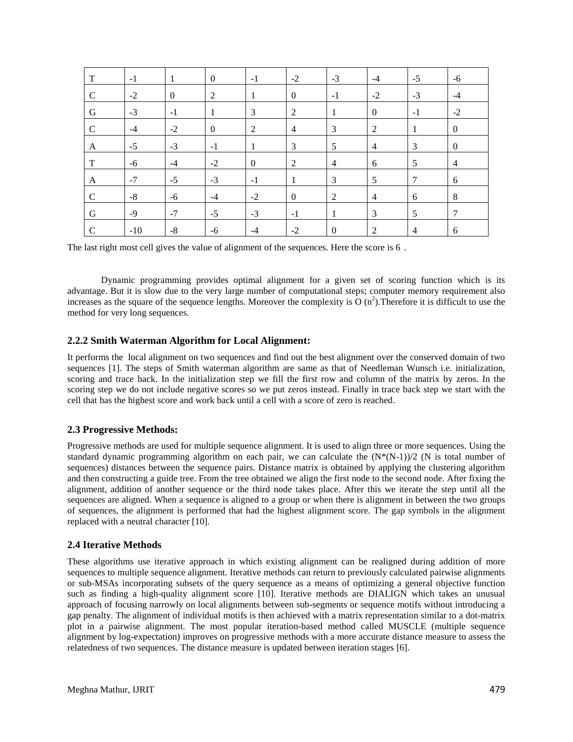| T | -1 | 1 | 0 | -1 | -2 | -3 | -4 | -5 | -6 |
|---|---|---|---|---|---|---|---|---|---|
| C | -2 | 0 | 2 | 1 | 0 | -1 | -2 | -3 | -4 |
| G | -3 | -1 | 1 | 3 | 2 | 1 | 0 | -1 | -2 |
| C | -4 | -2 | 0 | 2 | 4 | 3 | 2 | 1 | 0 |
| A | -5 | -3 | -1 | 1 | 3 | 5 | 4 | 3 | 0 |
| T | -6 | -4 | -2 | 0 | 2 | 4 | 6 | 5 | 4 |
| A | -7 | -5 | -3 | -1 | 1 | 3 | 5 | 7 | 6 |
| C | -8 | -6 | -4 | -2 | 0 | 2 | 4 | 6 | 8 |
| G | -9 | -7 | -5 | -3 | -1 | 1 | 3 | 5 | 7 |
| C | -10 | -8 | -6 | -4 | -2 | 0 | 2 | 4 | 6 |

The last right most cell gives the value of alignment of the sequences. Here the score is 6 .

Dynamic programming provides optimal alignment for a given set of scoring function which is its advantage. But it is slow due to the very large number of computational steps; computer memory requirement also increases as the square of the sequence lengths. Moreover the complexity is O $(n^2)$.Therefore it is difficult to use the method for very long sequences.

### 2.2.2 Smith Waterman Algorithm for Local Alignment:

It performs the local alignment on two sequences and find out the best alignment over the conserved domain of two sequences [1]. The steps of Smith waterman algorithm are same as that of Needleman Wunsch i.e. initialization, scoring and trace back. In the initialization step we fill the first row and column of the matrix by zeros. In the scoring step we do not include negative scores so we put zeros instead. Finally in trace back step we start with the cell that has the highest score and work back until a cell with a score of zero is reached.

### 2.3 Progressive Methods:

Progressive methods are used for multiple sequence alignment. It is used to align three or more sequences. Using the standard dynamic programming algorithm on each pair, we can calculate the $(N*(N-1))/2$ (N is total number of sequences) distances between the sequence pairs. Distance matrix is obtained by applying the clustering algorithm and then constructing a guide tree. From the tree obtained we align the first node to the second node. After fixing the alignment, addition of another sequence or the third node takes place. After this we iterate the step until all the sequences are aligned. When a sequence is aligned to a group or when there is alignment in between the two groups of sequences, the alignment is performed that had the highest alignment score. The gap symbols in the alignment replaced with a neutral character [10].

### 2.4 Iterative Methods

These algorithms use iterative approach in which existing alignment can be realigned during addition of more sequences to multiple sequence alignment. Iterative methods can return to previously calculated pairwise alignments or sub-MSAs incorporating subsets of the query sequence as a means of optimizing a general objective function such as finding a high-quality alignment score [10]. Iterative methods are DIALIGN which takes an unusual approach of focusing narrowly on local alignments between sub-segments or sequence motifs without introducing a gap penalty. The alignment of individual motifs is then achieved with a matrix representation similar to a dot-matrix plot in a pairwise alignment. The most popular iteration-based method called MUSCLE (multiple sequence alignment by log-expectation) improves on progressive methods with a more accurate distance measure to assess the relatedness of two sequences. The distance measure is updated between iteration stages [6].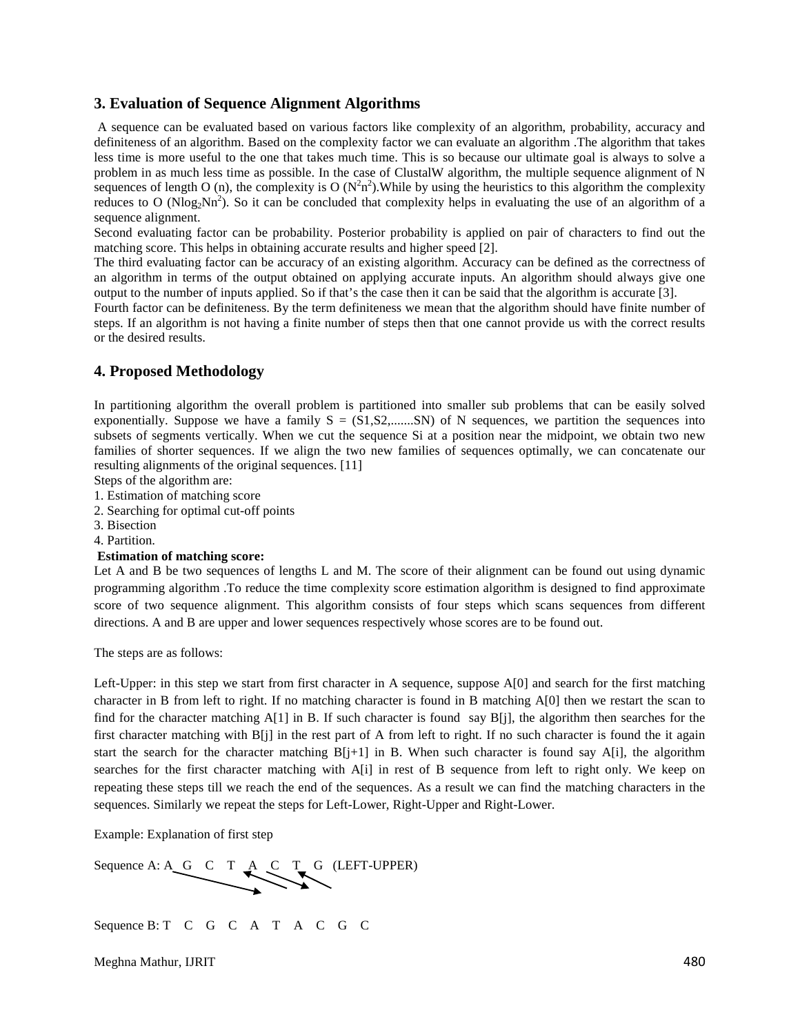## 3. Evaluation of Sequence Alignment Algorithms

A sequence can be evaluated based on various factors like complexity of an algorithm, probability, accuracy and definiteness of an algorithm. Based on the complexity factor we can evaluate an algorithm .The algorithm that takes less time is more useful to the one that takes much time. This is so because our ultimate goal is always to solve a problem in as much less time as possible. In the case of ClustalW algorithm, the multiple sequence alignment of N sequences of length O (n), the complexity is O ($N^2n^2$).While by using the heuristics to this algorithm the complexity reduces to O ($N\log_2 Nn^2$). So it can be concluded that complexity helps in evaluating the use of an algorithm of a sequence alignment.

Second evaluating factor can be probability. Posterior probability is applied on pair of characters to find out the matching score. This helps in obtaining accurate results and higher speed [2].

The third evaluating factor can be accuracy of an existing algorithm. Accuracy can be defined as the correctness of an algorithm in terms of the output obtained on applying accurate inputs. An algorithm should always give one output to the number of inputs applied. So if that's the case then it can be said that the algorithm is accurate [3].

Fourth factor can be definiteness. By the term definiteness we mean that the algorithm should have finite number of steps. If an algorithm is not having a finite number of steps then that one cannot provide us with the correct results or the desired results.

## 4. Proposed Methodology

In partitioning algorithm the overall problem is partitioned into smaller sub problems that can be easily solved exponentially. Suppose we have a family S = (S1,S2,.......SN) of N sequences, we partition the sequences into subsets of segments vertically. When we cut the sequence Si at a position near the midpoint, we obtain two new families of shorter sequences. If we align the two new families of sequences optimally, we can concatenate our resulting alignments of the original sequences. [11]

Steps of the algorithm are:

1. Estimation of matching score
2. Searching for optimal cut-off points
3. Bisection
4. Partition.

**Estimation of matching score:**

Let A and B be two sequences of lengths L and M. The score of their alignment can be found out using dynamic programming algorithm .To reduce the time complexity score estimation algorithm is designed to find approximate score of two sequence alignment. This algorithm consists of four steps which scans sequences from different directions. A and B are upper and lower sequences respectively whose scores are to be found out.

The steps are as follows:

Left-Upper: in this step we start from first character in A sequence, suppose A[0] and search for the first matching character in B from left to right. If no matching character is found in B matching A[0] then we restart the scan to find for the character matching A[1] in B. If such character is found say B[j], the algorithm then searches for the first character matching with B[j] in the rest part of A from left to right. If no such character is found the it again start the search for the character matching B[j+1] in B. When such character is found say A[i], the algorithm searches for the first character matching with A[i] in rest of B sequence from left to right only. We keep on repeating these steps till we reach the end of the sequences. As a result we can find the matching characters in the sequences. Similarly we repeat the steps for Left-Lower, Right-Upper and Right-Lower.

Example: Explanation of first step

Sequence A: A G C T A C T G (LEFT-UPPER)

Sequence B: T C G C A T A C G C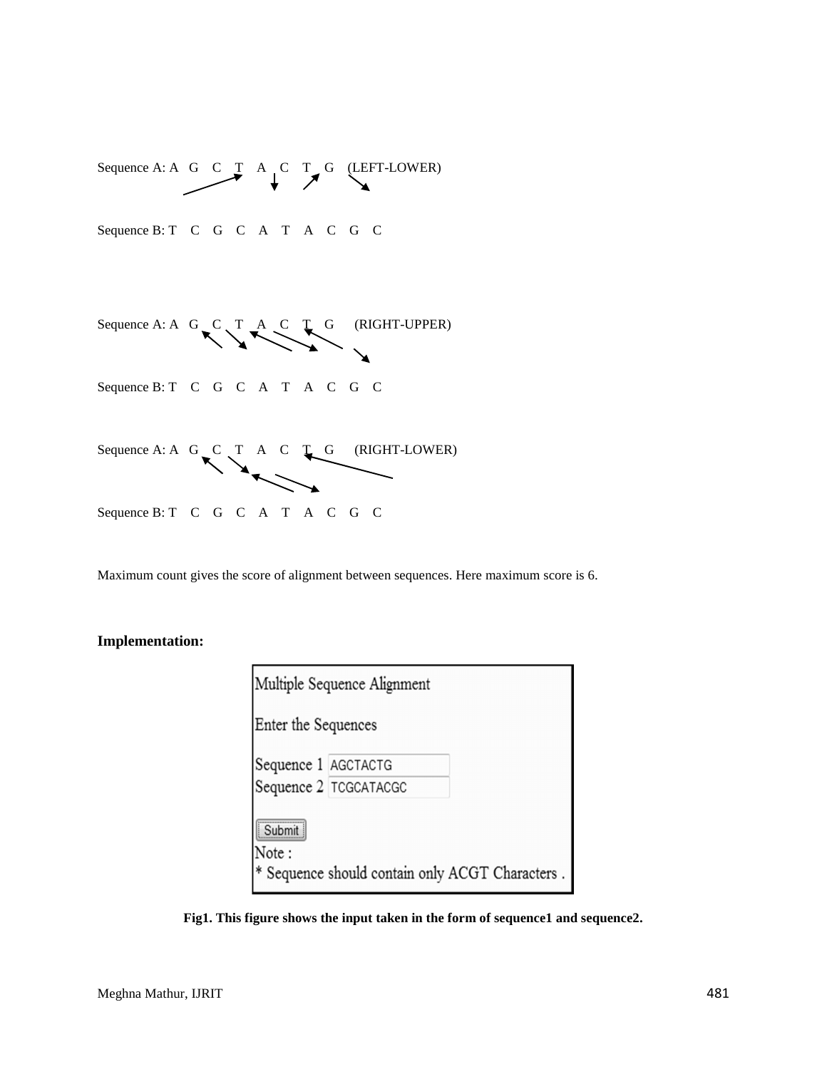Sequence A: A G C T A C T G (LEFT-LOWER)

Sequence B: T C G C A T A C G C

Sequence A: A G C T A C T G (RIGHT-UPPER)

Sequence B: T C G C A T A C G C

Sequence A: A G C T A C T G (RIGHT-LOWER)

Sequence B: T C G C A T A C G C

Maximum count gives the score of alignment between sequences. Here maximum score is 6.

**Implementation:**

Multiple Sequence Alignment

Enter the Sequences

Sequence 1 AGCTACTG

Sequence 2 TCGCATACGC

Submit

Note :

* Sequence should contain only ACGT Characters .

**Fig1. This figure shows the input taken in the form of sequence1 and sequence2.**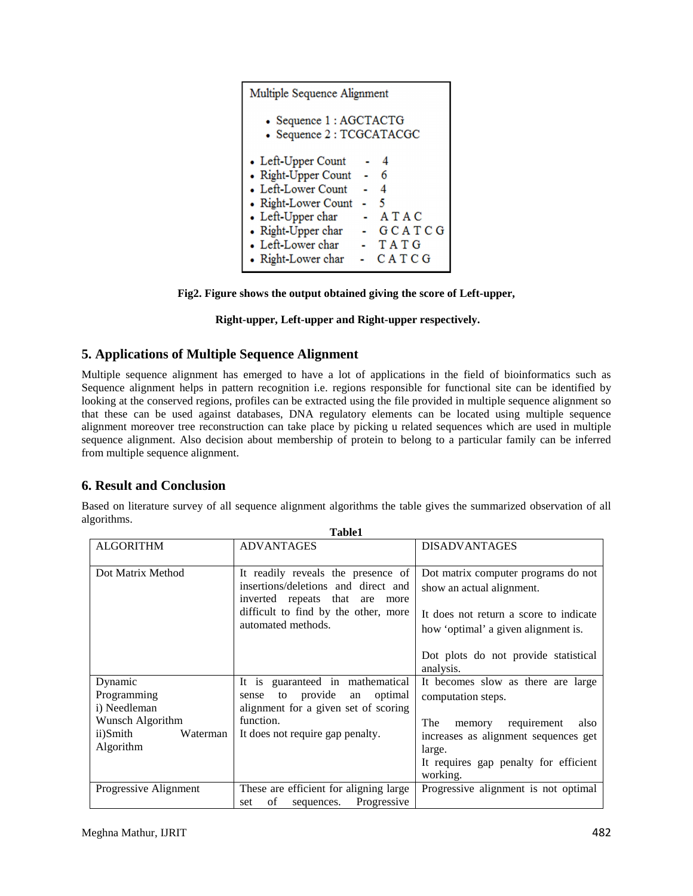Multiple Sequence Alignment

- Sequence 1 : AGCTACTG
- Sequence 2 : TCGCATACGC

- Left-Upper Count - 4
- Right-Upper Count - 6
- Left-Lower Count - 4
- Right-Lower Count - 5
- Left-Upper char - A T A C
- Right-Upper char - G C A T C G
- Left-Lower char - T A T G
- Right-Lower char - C A T C G

**Fig2. Figure shows the output obtained giving the score of Left-upper,**

**Right-upper, Left-upper and Right-upper respectively.**

## 5. Applications of Multiple Sequence Alignment

Multiple sequence alignment has emerged to have a lot of applications in the field of bioinformatics such as Sequence alignment helps in pattern recognition i.e. regions responsible for functional site can be identified by looking at the conserved regions, profiles can be extracted using the file provided in multiple sequence alignment so that these can be used against databases, DNA regulatory elements can be located using multiple sequence alignment moreover tree reconstruction can take place by picking u related sequences which are used in multiple sequence alignment. Also decision about membership of protein to belong to a particular family can be inferred from multiple sequence alignment.

## 6. Result and Conclusion

Based on literature survey of all sequence alignment algorithms the table gives the summarized observation of all algorithms.

**Table1**

| ALGORITHM | ADVANTAGES | DISADVANTAGES |
|---|---|---|
| Dot Matrix Method | It readily reveals the presence of insertions/deletions and direct and inverted repeats that are more difficult to find by the other, more automated methods. | Dot matrix computer programs do not show an actual alignment.<br><br>It does not return a score to indicate how 'optimal' a given alignment is.<br><br>Dot plots do not provide statistical analysis. |
| Dynamic Programming<br>i) Needleman Wunsch Algorithm<br>ii)Smith Waterman Algorithm | It is guaranteed in mathematical sense to provide an optimal alignment for a given set of scoring function.<br>It does not require gap penalty. | It becomes slow as there are large computation steps.<br><br>The memory requirement also increases as alignment sequences get large.<br>It requires gap penalty for efficient working. |
| Progressive Alignment | These are efficient for aligning large set of sequences. Progressive | Progressive alignment is not optimal |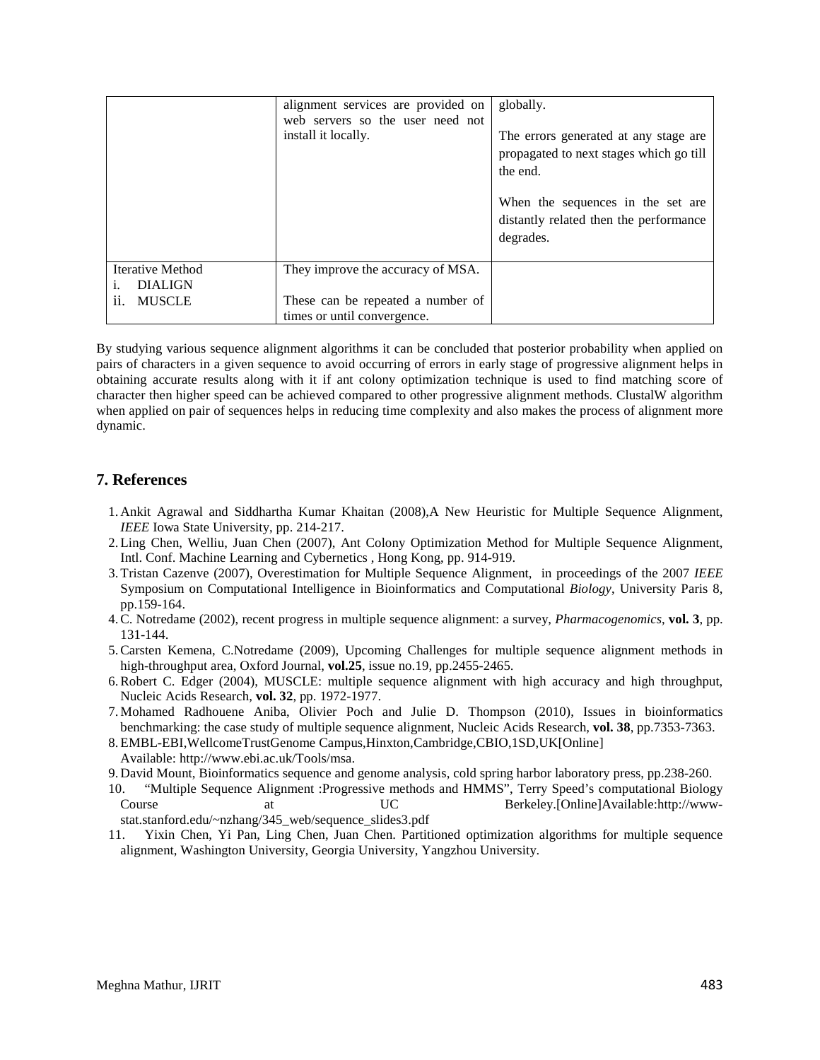| | | |
|---|---|---|
| | alignment services are provided on web servers so the user need not install it locally. | globally.<br><br>The errors generated at any stage are propagated to next stages which go till the end.<br><br>When the sequences in the set are distantly related then the performance degrades. |
| Iterative Method<br>i. DIALIGN<br>ii. MUSCLE | They improve the accuracy of MSA.<br><br>These can be repeated a number of times or until convergence. | |

By studying various sequence alignment algorithms it can be concluded that posterior probability when applied on pairs of characters in a given sequence to avoid occurring of errors in early stage of progressive alignment helps in obtaining accurate results along with it if ant colony optimization technique is used to find matching score of character then higher speed can be achieved compared to other progressive alignment methods. ClustalW algorithm when applied on pair of sequences helps in reducing time complexity and also makes the process of alignment more dynamic.

## 7. References

1. Ankit Agrawal and Siddhartha Kumar Khaitan (2008),A New Heuristic for Multiple Sequence Alignment, *IEEE* Iowa State University, pp. 214-217.
2. Ling Chen, Welliu, Juan Chen (2007), Ant Colony Optimization Method for Multiple Sequence Alignment, Intl. Conf. Machine Learning and Cybernetics , Hong Kong, pp. 914-919.
3. Tristan Cazenve (2007), Overestimation for Multiple Sequence Alignment, in proceedings of the 2007 *IEEE* Symposium on Computational Intelligence in Bioinformatics and Computational *Biology*, University Paris 8, pp.159-164.
4. C. Notredame (2002), recent progress in multiple sequence alignment: a survey, *Pharmacogenomics*, **vol. 3**, pp. 131-144.
5. Carsten Kemena, C.Notredame (2009), Upcoming Challenges for multiple sequence alignment methods in high-throughput area, Oxford Journal, **vol.25**, issue no.19, pp.2455-2465.
6. Robert C. Edger (2004), MUSCLE: multiple sequence alignment with high accuracy and high throughput, Nucleic Acids Research, **vol. 32**, pp. 1972-1977.
7. Mohamed Radhouene Aniba, Olivier Poch and Julie D. Thompson (2010), Issues in bioinformatics benchmarking: the case study of multiple sequence alignment, Nucleic Acids Research, **vol. 38**, pp.7353-7363.
8. EMBL-EBI,WellcomeTrustGenome Campus,Hinxton,Cambridge,CBIO,1SD,UK[Online] Available: http://www.ebi.ac.uk/Tools/msa.
9. David Mount, Bioinformatics sequence and genome analysis, cold spring harbor laboratory press, pp.238-260.
10. "Multiple Sequence Alignment :Progressive methods and HMMS", Terry Speed's computational Biology Course at UC Berkeley.[Online]Available:http://www-stat.stanford.edu/~nzhang/345_web/sequence_slides3.pdf
11. Yixin Chen, Yi Pan, Ling Chen, Juan Chen. Partitioned optimization algorithms for multiple sequence alignment, Washington University, Georgia University, Yangzhou University.